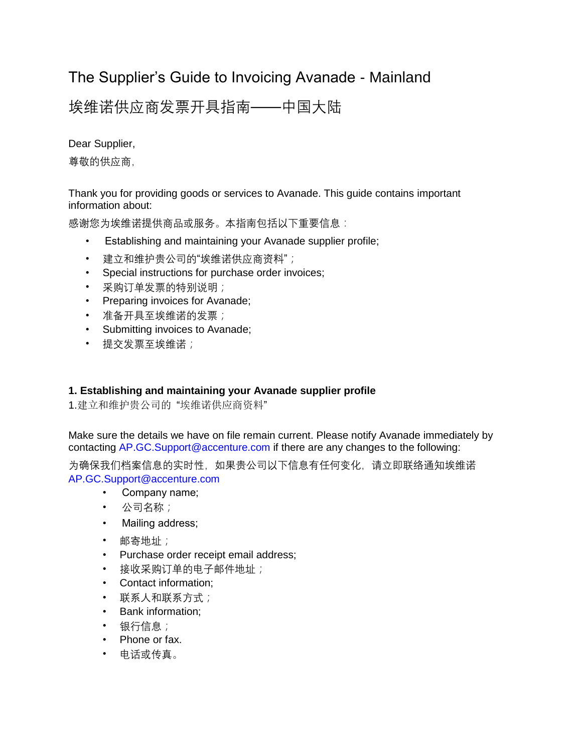# The Supplier's Guide to Invoicing Avanade - Mainland

# 埃维诺供应商发票开具指南——中国大陆

Dear Supplier,

尊敬的供应商,

Thank you for providing goods or services to Avanade. This guide contains important information about:

感谢您为埃维诺提供商品或服务。本指南包括以下重要信息：

- Establishing and maintaining your Avanade supplier profile;
- 建立和维护贵公司的"埃维诺供应商资料"；
- Special instructions for purchase order invoices;
- 采购订单发票的特别说明；
- Preparing invoices for Avanade;
- 准备开具至埃维诺的发票；
- Submitting invoices to Avanade;
- 提交发票至埃维诺；

## 1. Establishing and maintaining your Avanade supplier profile

1.建立和维护贵公司的"埃维诺供应商资料"

Make sure the details we have on file remain current. Please notify Avanade immediately by contacting AP.GC.Support@accenture.com if there are any changes to the following:

为确保我们档案信息的实时性，如果贵公司以下信息有任何变化，请立即联络通知埃维诺 AP.GC.Support@accenture.com

- Company name;
- 公司名称；
- Mailing address;
- 邮寄地址；
- Purchase order receipt email address;
- 接收采购订单的电子邮件地址；
- Contact information;
- 联系人和联系方式；
- Bank information;
- 银行信息；
- Phone or fax.
- 电话或传真。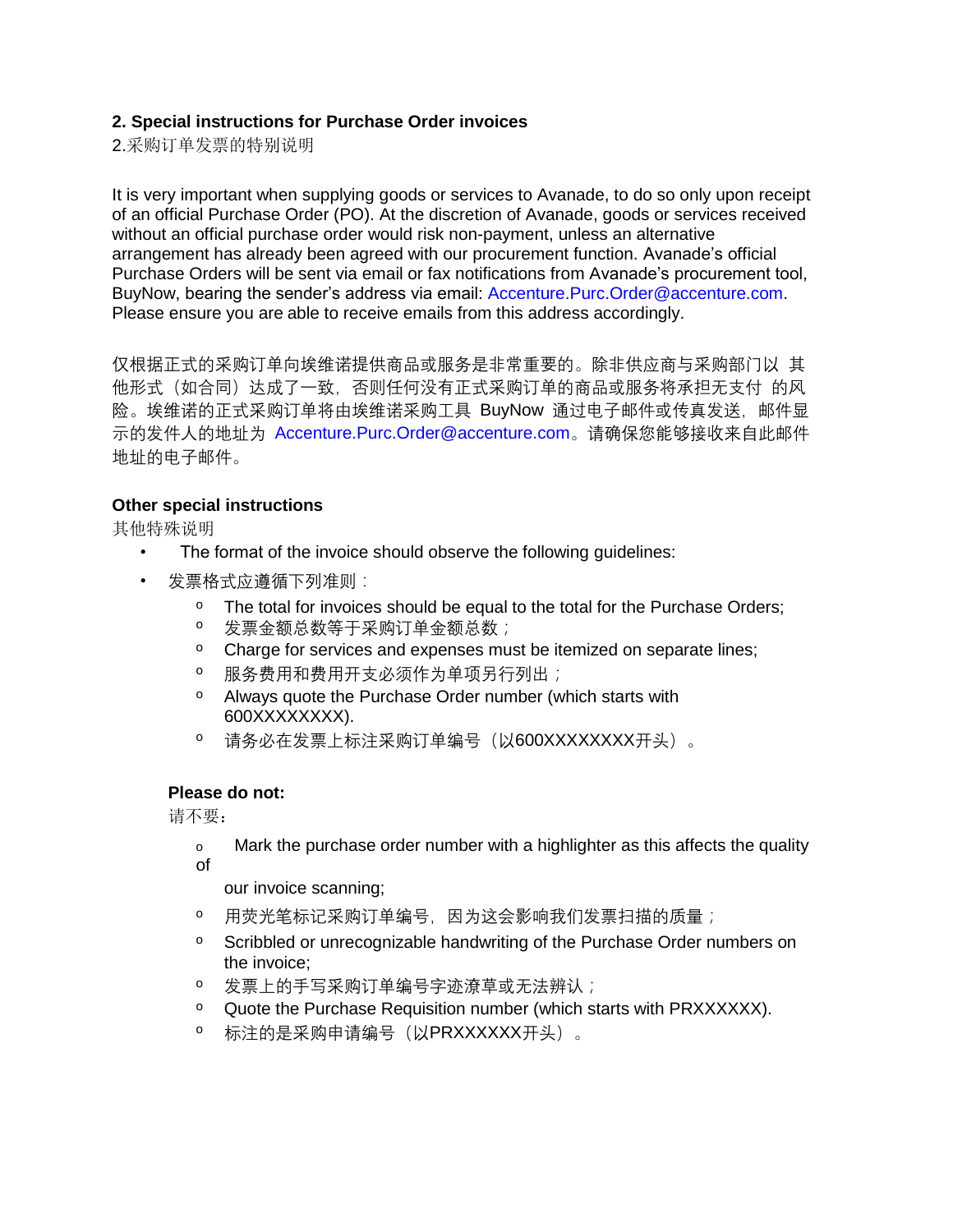**2. Special instructions for Purchase Order invoices**

2.采购订单发票的特别说明

It is very important when supplying goods or services to Avanade, to do so only upon receipt of an official Purchase Order (PO). At the discretion of Avanade, goods or services received without an official purchase order would risk non-payment, unless an alternative arrangement has already been agreed with our procurement function. Avanade's official Purchase Orders will be sent via email or fax notifications from Avanade's procurement tool, BuyNow, bearing the sender's address via email: Accenture.Purc.Order@accenture.com. Please ensure you are able to receive emails from this address accordingly.

仅根据正式的采购订单向埃维诺提供商品或服务是非常重要的。除非供应商与采购部门以 其他形式（如合同）达成了一致，否则任何没有正式采购订单的商品或服务将承担无支付 的风险。埃维诺的正式采购订单将由埃维诺采购工具 BuyNow 通过电子邮件或传真发送，邮件显示的发件人的地址为 Accenture.Purc.Order@accenture.com。请确保您能够接收来自此邮件地址的电子邮件。

**Other special instructions**

其他特殊说明

- The format of the invoice should observe the following guidelines:
- 发票格式应遵循下列准则：
  - The total for invoices should be equal to the total for the Purchase Orders;
  - 发票金额总数等于采购订单金额总数；
  - Charge for services and expenses must be itemized on separate lines;
  - 服务费用和费用开支必须作为单项另行列出；
  - Always quote the Purchase Order number (which starts with 600XXXXXXXX).
  - 请务必在发票上标注采购订单编号（以600XXXXXXXX开头）。

**Please do not:**

请不要：

- Mark the purchase order number with a highlighter as this affects the quality of our invoice scanning;
- 用荧光笔标记采购订单编号，因为这会影响我们发票扫描的质量；
- Scribbled or unrecognizable handwriting of the Purchase Order numbers on the invoice;
- 发票上的手写采购订单编号字迹潦草或无法辨认；
- Quote the Purchase Requisition number (which starts with PRXXXXXX).
- 标注的是采购申请编号（以PRXXXXXX开头）。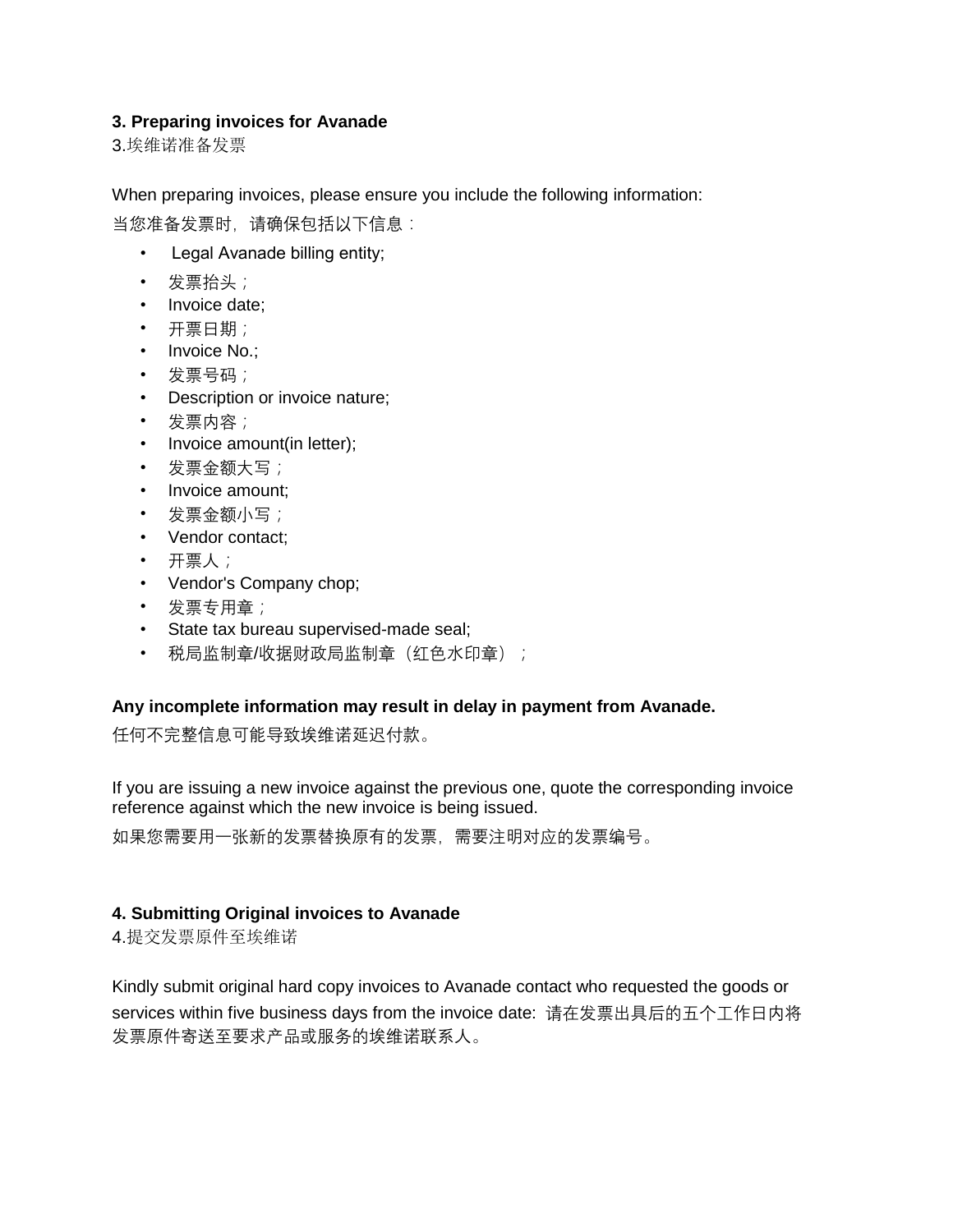**3. Preparing invoices for Avanade**

3.埃维诺准备发票

When preparing invoices, please ensure you include the following information:

当您准备发票时，请确保包括以下信息：

- Legal Avanade billing entity;
- 发票抬头；
- Invoice date;
- 开票日期；
- Invoice No.;
- 发票号码；
- Description or invoice nature;
- 发票内容；
- Invoice amount(in letter);
- 发票金额大写；
- Invoice amount;
- 发票金额小写；
- Vendor contact;
- 开票人；
- Vendor's Company chop;
- 发票专用章；
- State tax bureau supervised-made seal;
- 税局监制章/收据财政局监制章（红色水印章）；

**Any incomplete information may result in delay in payment from Avanade.**

任何不完整信息可能导致埃维诺延迟付款。

If you are issuing a new invoice against the previous one, quote the corresponding invoice reference against which the new invoice is being issued.

如果您需要用一张新的发票替换原有的发票，需要注明对应的发票编号。

**4. Submitting Original invoices to Avanade**

4.提交发票原件至埃维诺

Kindly submit original hard copy invoices to Avanade contact who requested the goods or services within five business days from the invoice date: 请在发票出具后的五个工作日内将发票原件寄送至要求产品或服务的埃维诺联系人。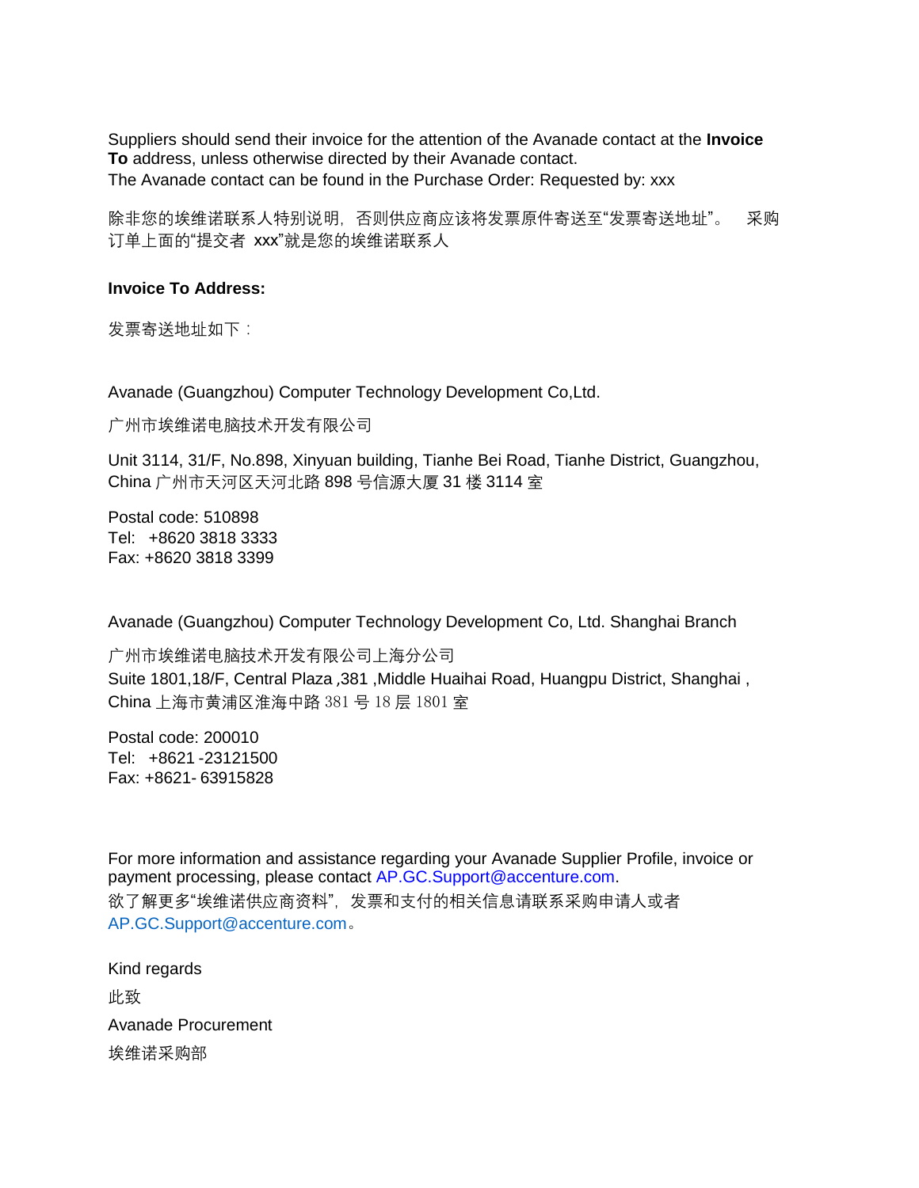Suppliers should send their invoice for the attention of the Avanade contact at the **Invoice To** address, unless otherwise directed by their Avanade contact.
The Avanade contact can be found in the Purchase Order: Requested by: xxx

除非您的埃维诺联系人特别说明，否则供应商应该将发票原件寄送至"发票寄送地址"。 采购订单上面的"提交者 xxx"就是您的埃维诺联系人

**Invoice To Address:**

发票寄送地址如下：

Avanade (Guangzhou) Computer Technology Development Co,Ltd.

广州市埃维诺电脑技术开发有限公司

Unit 3114, 31/F, No.898, Xinyuan building, Tianhe Bei Road, Tianhe District, Guangzhou, China 广州市天河区天河北路 898 号信源大厦 31 楼 3114 室

Postal code: 510898
Tel: +8620 3818 3333
Fax: +8620 3818 3399

Avanade (Guangzhou) Computer Technology Development Co, Ltd. Shanghai Branch

广州市埃维诺电脑技术开发有限公司上海分公司
Suite 1801,18/F, Central Plaza ,381 ,Middle Huaihai Road, Huangpu District, Shanghai , China 上海市黄浦区淮海中路 381 号 18 层 1801 室

Postal code: 200010
Tel: +8621 -23121500
Fax: +8621- 63915828

For more information and assistance regarding your Avanade Supplier Profile, invoice or payment processing, please contact AP.GC.Support@accenture.com.
欲了解更多"埃维诺供应商资料"，发票和支付的相关信息请联系采购申请人或者 AP.GC.Support@accenture.com。

Kind regards

此致

Avanade Procurement

埃维诺采购部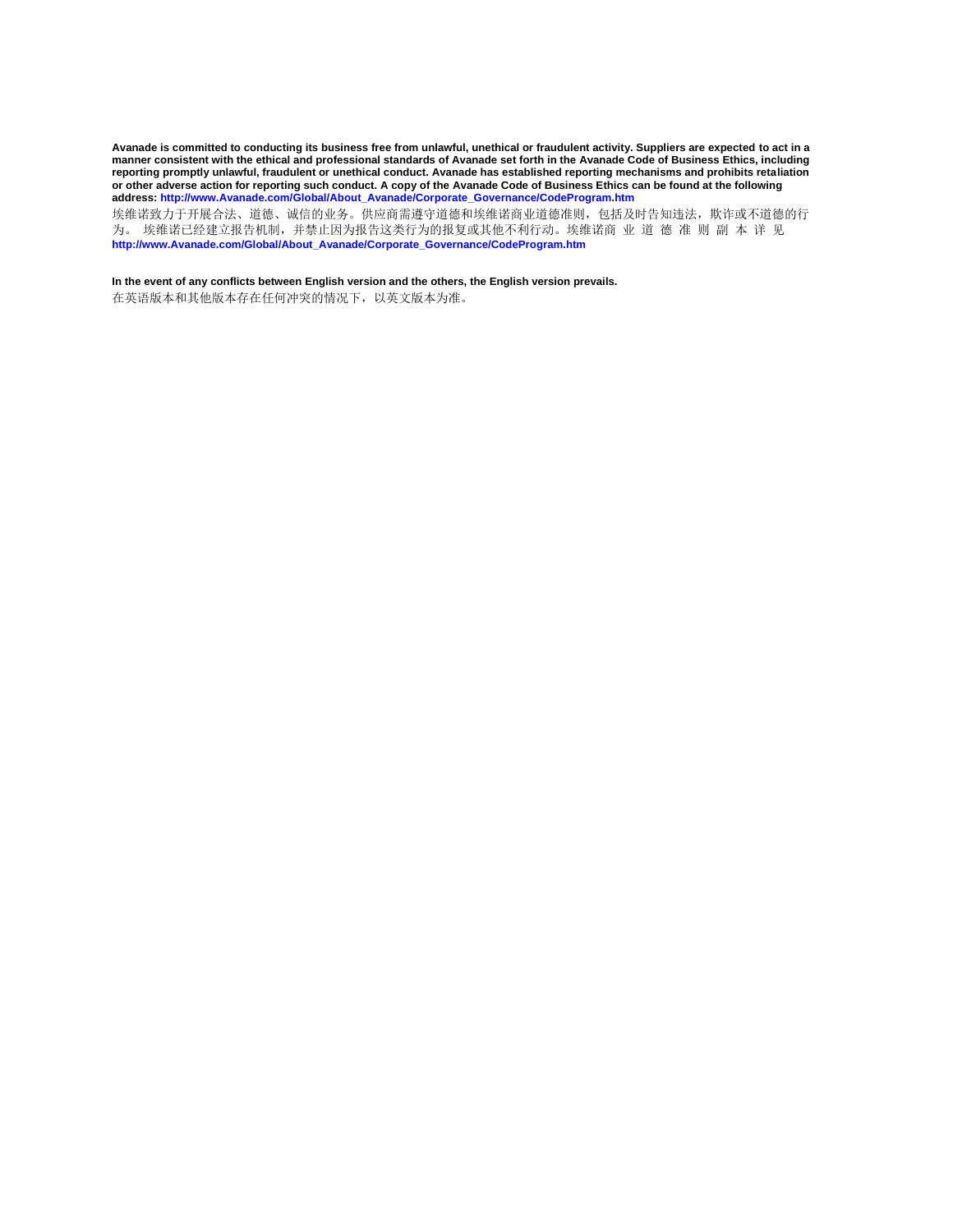**Avanade is committed to conducting its business free from unlawful, unethical or fraudulent activity. Suppliers are expected to act in a manner consistent with the ethical and professional standards of Avanade set forth in the Avanade Code of Business Ethics, including reporting promptly unlawful, fraudulent or unethical conduct. Avanade has established reporting mechanisms and prohibits retaliation or other adverse action for reporting such conduct. A copy of the Avanade Code of Business Ethics can be found at the following address: http://www.Avanade.com/Global/About_Avanade/Corporate_Governance/CodeProgram.htm**

埃维诺致力于开展合法、道德、诚信的业务。供应商需遵守道德和埃维诺商业道德准则，包括及时告知违法，欺诈或不道德的行为。 埃维诺已经建立报告机制，并禁止因为报告这类行为的报复或其他不利行动。埃维诺商 业 道 德 准 则 副 本 详 见 **http://www.Avanade.com/Global/About_Avanade/Corporate_Governance/CodeProgram.htm**

**In the event of any conflicts between English version and the others, the English version prevails.**

在英语版本和其他版本存在任何冲突的情况下，以英文版本为准。